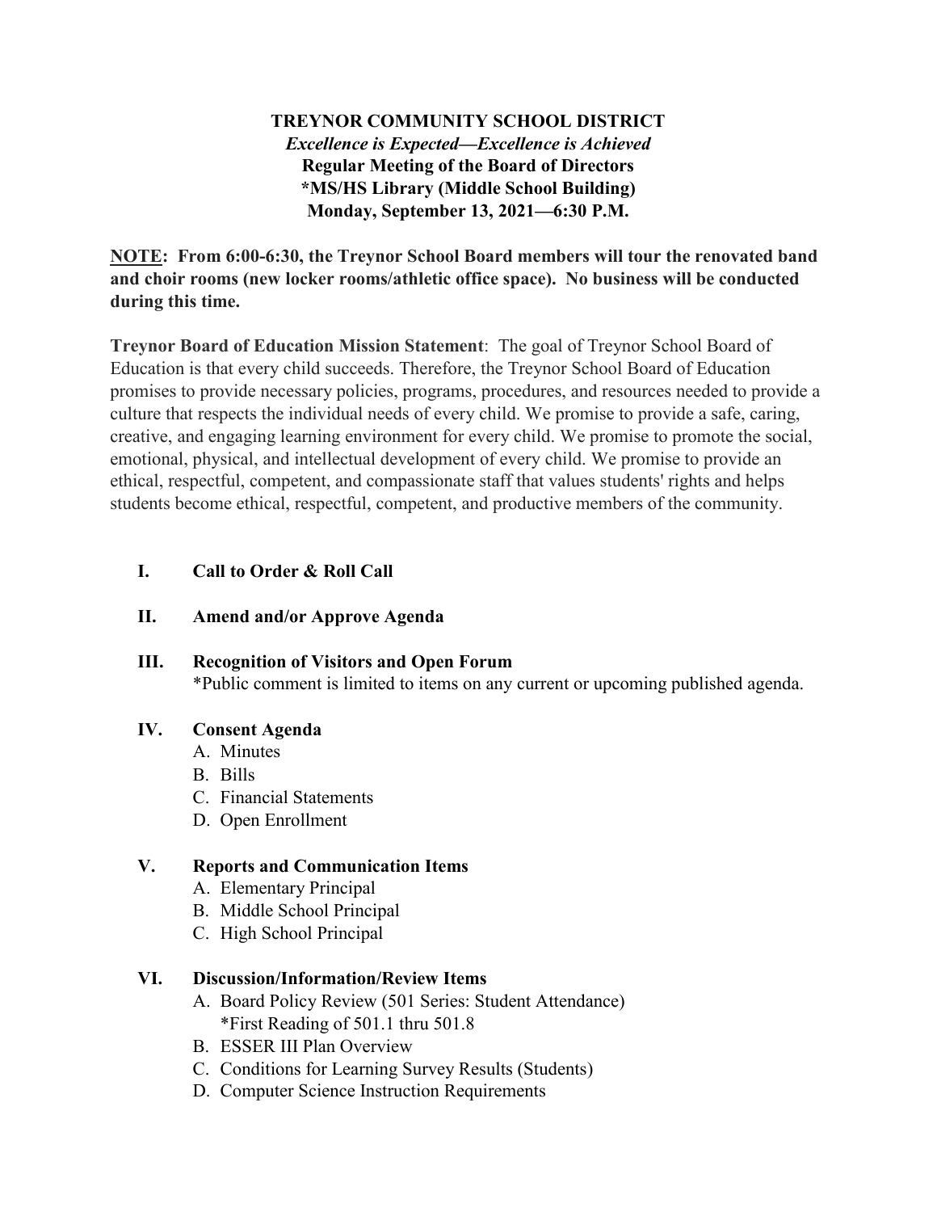**TREYNOR COMMUNITY SCHOOL DISTRICT**
***Excellence is Expected—Excellence is Achieved***
**Regular Meeting of the Board of Directors**
***MS/HS Library (Middle School Building)**
**Monday, September 13, 2021—6:30 P.M.**

**NOTE: From 6:00-6:30, the Treynor School Board members will tour the renovated band and choir rooms (new locker rooms/athletic office space). No business will be conducted during this time.**

**Treynor Board of Education Mission Statement**: The goal of Treynor School Board of Education is that every child succeeds. Therefore, the Treynor School Board of Education promises to provide necessary policies, programs, procedures, and resources needed to provide a culture that respects the individual needs of every child. We promise to provide a safe, caring, creative, and engaging learning environment for every child. We promise to promote the social, emotional, physical, and intellectual development of every child. We promise to provide an ethical, respectful, competent, and compassionate staff that values students' rights and helps students become ethical, respectful, competent, and productive members of the community.

**I. Call to Order & Roll Call**

**II. Amend and/or Approve Agenda**

**III. Recognition of Visitors and Open Forum**
*Public comment is limited to items on any current or upcoming published agenda.

**IV. Consent Agenda**
- A. Minutes
- B. Bills
- C. Financial Statements
- D. Open Enrollment

**V. Reports and Communication Items**
- A. Elementary Principal
- B. Middle School Principal
- C. High School Principal

**VI. Discussion/Information/Review Items**
- A. Board Policy Review (501 Series: Student Attendance)
  *First Reading of 501.1 thru 501.8
- B. ESSER III Plan Overview
- C. Conditions for Learning Survey Results (Students)
- D. Computer Science Instruction Requirements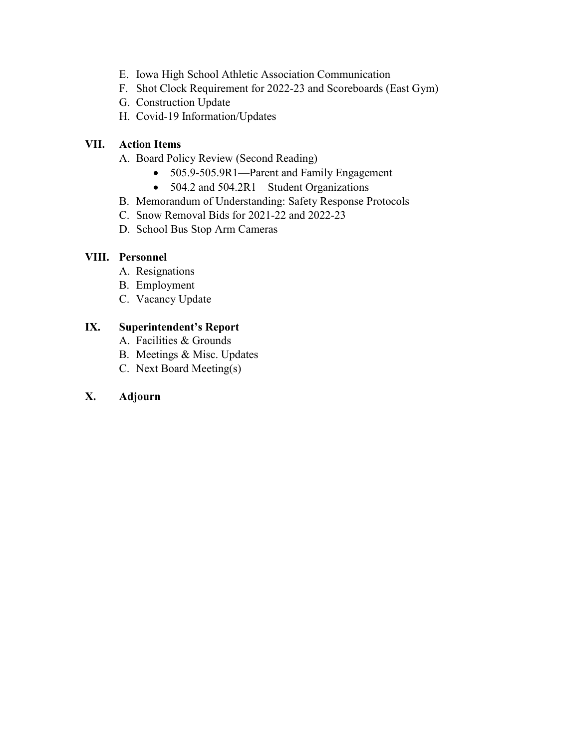E. Iowa High School Athletic Association Communication
F. Shot Clock Requirement for 2022-23 and Scoreboards (East Gym)
G. Construction Update
H. Covid-19 Information/Updates

## VII. Action Items

A. Board Policy Review (Second Reading)
- 505.9-505.9R1—Parent and Family Engagement
- 504.2 and 504.2R1—Student Organizations

B. Memorandum of Understanding: Safety Response Protocols
C. Snow Removal Bids for 2021-22 and 2022-23
D. School Bus Stop Arm Cameras

## VIII. Personnel

A. Resignations
B. Employment
C. Vacancy Update

## IX. Superintendent's Report

A. Facilities & Grounds
B. Meetings & Misc. Updates
C. Next Board Meeting(s)

## X. Adjourn